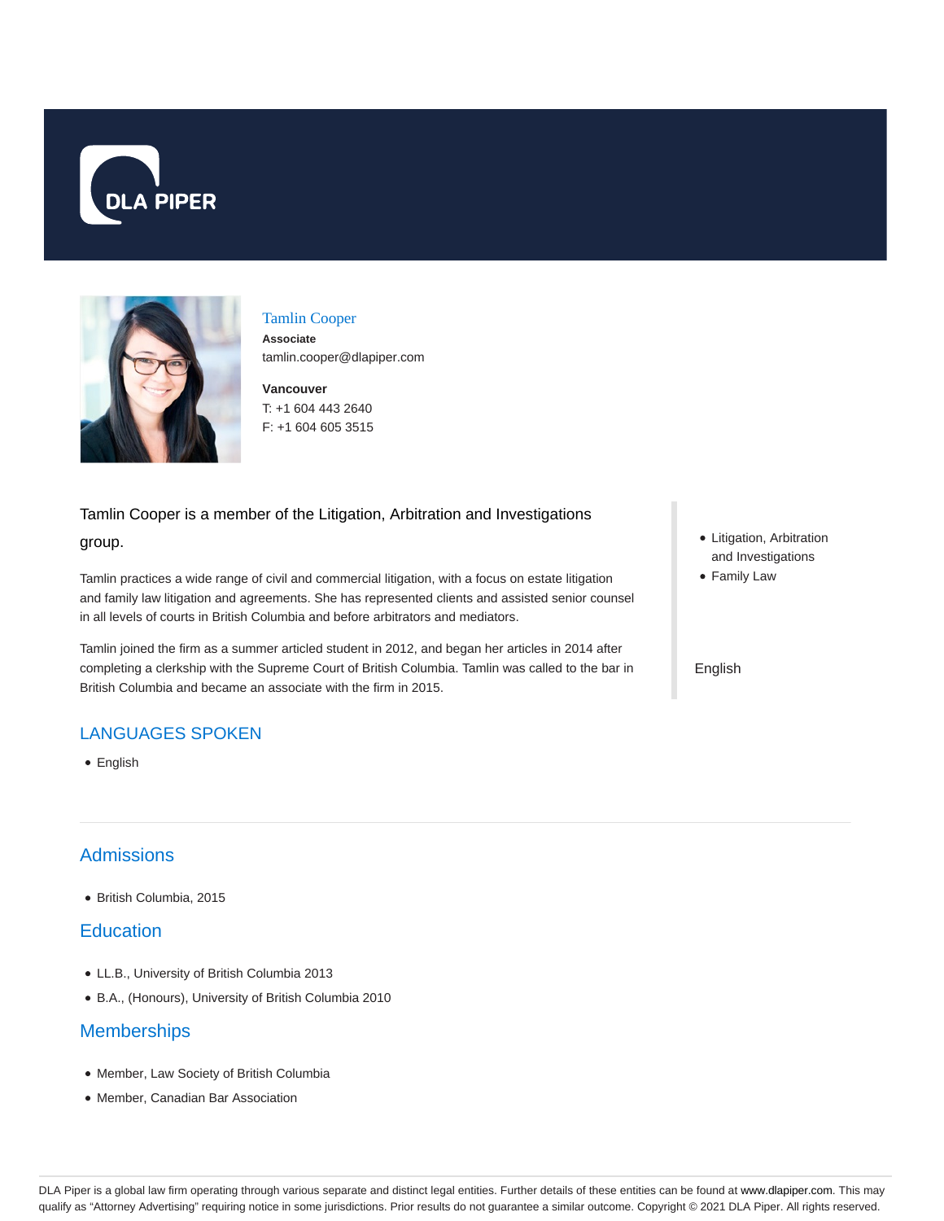DLA PIPER

# Tamlin Cooper

**Associate**
tamlin.cooper@dlapiper.com

**Vancouver**
T: +1 604 443 2640
F: +1 604 605 3515

Tamlin Cooper is a member of the Litigation, Arbitration and Investigations group.

Tamlin practices a wide range of civil and commercial litigation, with a focus on estate litigation and family law litigation and agreements. She has represented clients and assisted senior counsel in all levels of courts in British Columbia and before arbitrators and mediators.

Tamlin joined the firm as a summer articled student in 2012, and began her articles in 2014 after completing a clerkship with the Supreme Court of British Columbia. Tamlin was called to the bar in British Columbia and became an associate with the firm in 2015.

- Litigation, Arbitration and Investigations
- Family Law

English

## LANGUAGES SPOKEN

- English

## Admissions

- British Columbia, 2015

## Education

- LL.B., University of British Columbia 2013
- B.A., (Honours), University of British Columbia 2010

## Memberships

- Member, Law Society of British Columbia
- Member, Canadian Bar Association

DLA Piper is a global law firm operating through various separate and distinct legal entities. Further details of these entities can be found at www.dlapiper.com. This may qualify as "Attorney Advertising" requiring notice in some jurisdictions. Prior results do not guarantee a similar outcome. Copyright © 2021 DLA Piper. All rights reserved.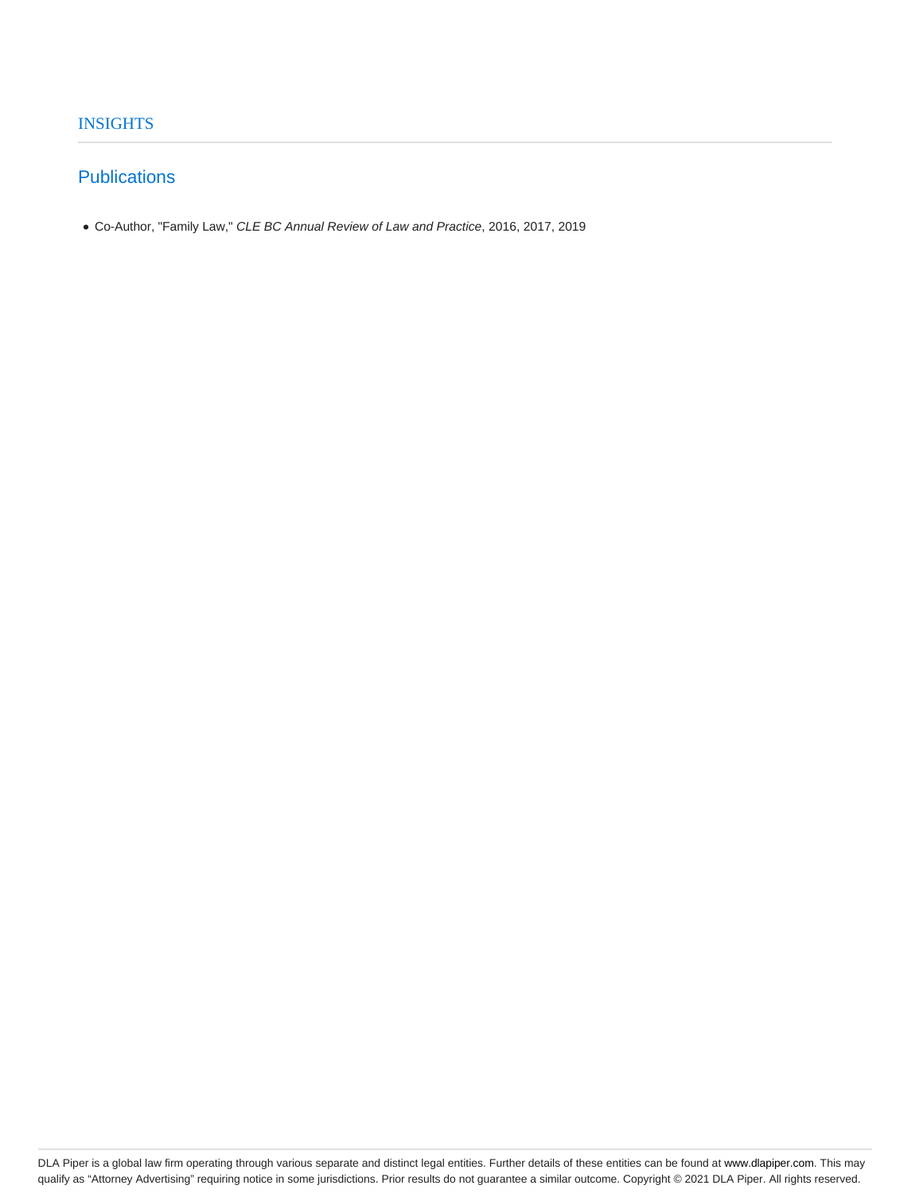## INSIGHTS

### Publications

- Co-Author, "Family Law," *CLE BC Annual Review of Law and Practice*, 2016, 2017, 2019

DLA Piper is a global law firm operating through various separate and distinct legal entities. Further details of these entities can be found at www.dlapiper.com. This may qualify as "Attorney Advertising" requiring notice in some jurisdictions. Prior results do not guarantee a similar outcome. Copyright © 2021 DLA Piper. All rights reserved.